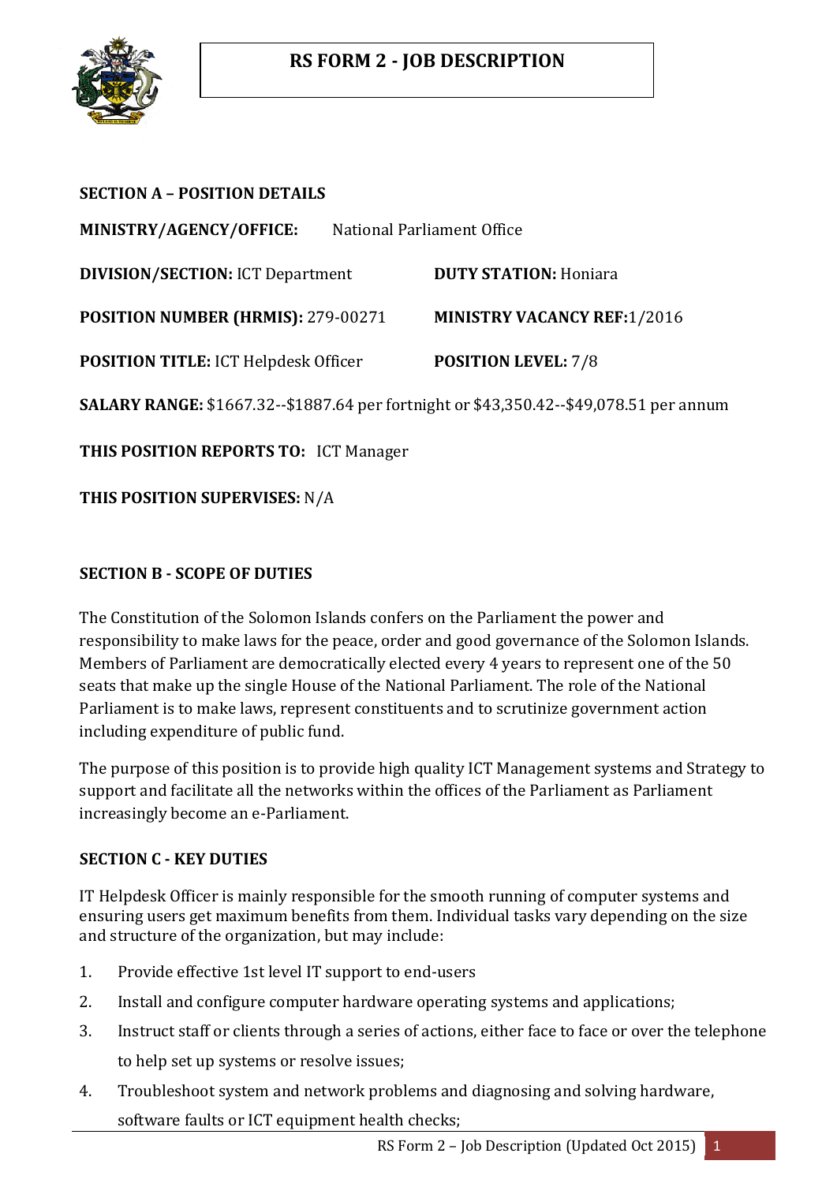# RS FORM 2 - JOB DESCRIPTION

## SECTION A – POSITION DETAILS

**MINISTRY/AGENCY/OFFICE:** National Parliament Office

**DIVISION/SECTION:** ICT Department

**DUTY STATION:** Honiara

**POSITION NUMBER (HRMIS):** 279-00271

**MINISTRY VACANCY REF:**1/2016

**POSITION TITLE:** ICT Helpdesk Officer

**POSITION LEVEL:** 7/8

**SALARY RANGE:** $1667.32--$1887.64 per fortnight or $43,350.42--$49,078.51 per annum

**THIS POSITION REPORTS TO:** ICT Manager

**THIS POSITION SUPERVISES:** N/A

## SECTION B - SCOPE OF DUTIES

The Constitution of the Solomon Islands confers on the Parliament the power and responsibility to make laws for the peace, order and good governance of the Solomon Islands. Members of Parliament are democratically elected every 4 years to represent one of the 50 seats that make up the single House of the National Parliament. The role of the National Parliament is to make laws, represent constituents and to scrutinize government action including expenditure of public fund.

The purpose of this position is to provide high quality ICT Management systems and Strategy to support and facilitate all the networks within the offices of the Parliament as Parliament increasingly become an e-Parliament.

## SECTION C - KEY DUTIES

IT Helpdesk Officer is mainly responsible for the smooth running of computer systems and ensuring users get maximum benefits from them. Individual tasks vary depending on the size and structure of the organization, but may include:

1. Provide effective 1st level IT support to end-users
2. Install and configure computer hardware operating systems and applications;
3. Instruct staff or clients through a series of actions, either face to face or over the telephone to help set up systems or resolve issues;
4. Troubleshoot system and network problems and diagnosing and solving hardware, software faults or ICT equipment health checks;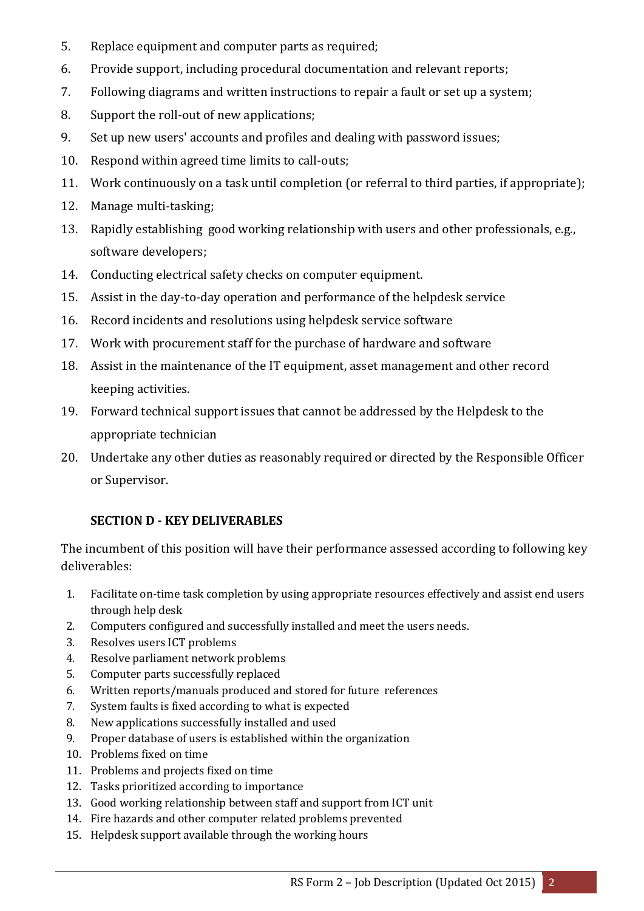5. Replace equipment and computer parts as required;
6. Provide support, including procedural documentation and relevant reports;
7. Following diagrams and written instructions to repair a fault or set up a system;
8. Support the roll-out of new applications;
9. Set up new users' accounts and profiles and dealing with password issues;
10. Respond within agreed time limits to call-outs;
11. Work continuously on a task until completion (or referral to third parties, if appropriate);
12. Manage multi-tasking;
13. Rapidly establishing good working relationship with users and other professionals, e.g., software developers;
14. Conducting electrical safety checks on computer equipment.
15. Assist in the day-to-day operation and performance of the helpdesk service
16. Record incidents and resolutions using helpdesk service software
17. Work with procurement staff for the purchase of hardware and software
18. Assist in the maintenance of the IT equipment, asset management and other record keeping activities.
19. Forward technical support issues that cannot be addressed by the Helpdesk to the appropriate technician
20. Undertake any other duties as reasonably required or directed by the Responsible Officer or Supervisor.

## SECTION D - KEY DELIVERABLES

The incumbent of this position will have their performance assessed according to following key deliverables:

1. Facilitate on-time task completion by using appropriate resources effectively and assist end users through help desk
2. Computers configured and successfully installed and meet the users needs.
3. Resolves users ICT problems
4. Resolve parliament network problems
5. Computer parts successfully replaced
6. Written reports/manuals produced and stored for future references
7. System faults is fixed according to what is expected
8. New applications successfully installed and used
9. Proper database of users is established within the organization
10. Problems fixed on time
11. Problems and projects fixed on time
12. Tasks prioritized according to importance
13. Good working relationship between staff and support from ICT unit
14. Fire hazards and other computer related problems prevented
15. Helpdesk support available through the working hours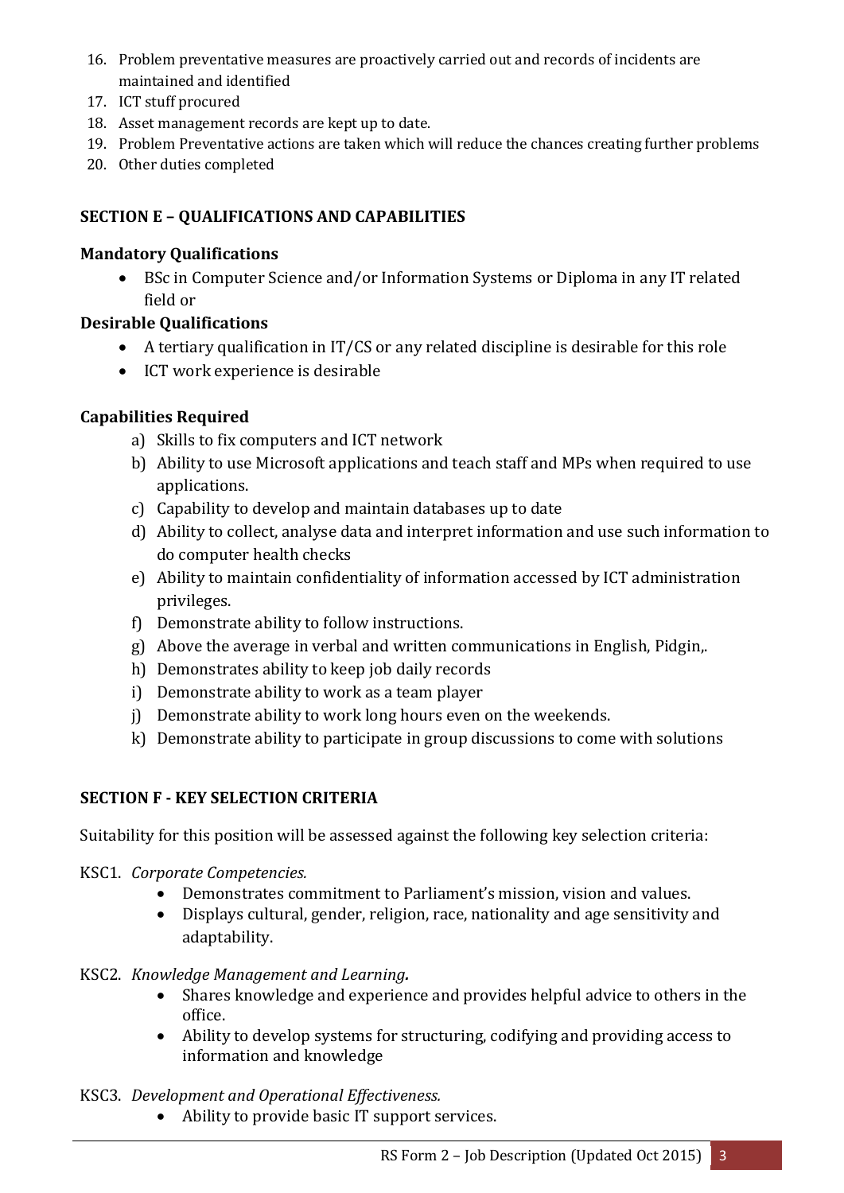16. Problem preventative measures are proactively carried out and records of incidents are maintained and identified
17. ICT stuff procured
18. Asset management records are kept up to date.
19. Problem Preventative actions are taken which will reduce the chances creating further problems
20. Other duties completed

### SECTION E – QUALIFICATIONS AND CAPABILITIES

**Mandatory Qualifications**

- BSc in Computer Science and/or Information Systems or Diploma in any IT related field or

**Desirable Qualifications**

- A tertiary qualification in IT/CS or any related discipline is desirable for this role
- ICT work experience is desirable

**Capabilities Required**

a) Skills to fix computers and ICT network
b) Ability to use Microsoft applications and teach staff and MPs when required to use applications.
c) Capability to develop and maintain databases up to date
d) Ability to collect, analyse data and interpret information and use such information to do computer health checks
e) Ability to maintain confidentiality of information accessed by ICT administration privileges.
f) Demonstrate ability to follow instructions.
g) Above the average in verbal and written communications in English, Pidgin,.
h) Demonstrates ability to keep job daily records
i) Demonstrate ability to work as a team player
j) Demonstrate ability to work long hours even on the weekends.
k) Demonstrate ability to participate in group discussions to come with solutions

### SECTION F - KEY SELECTION CRITERIA

Suitability for this position will be assessed against the following key selection criteria:

KSC1. *Corporate Competencies.*

- Demonstrates commitment to Parliament's mission, vision and values.
- Displays cultural, gender, religion, race, nationality and age sensitivity and adaptability.

KSC2. *Knowledge Management and Learning.*

- Shares knowledge and experience and provides helpful advice to others in the office.
- Ability to develop systems for structuring, codifying and providing access to information and knowledge

KSC3. *Development and Operational Effectiveness.*

- Ability to provide basic IT support services.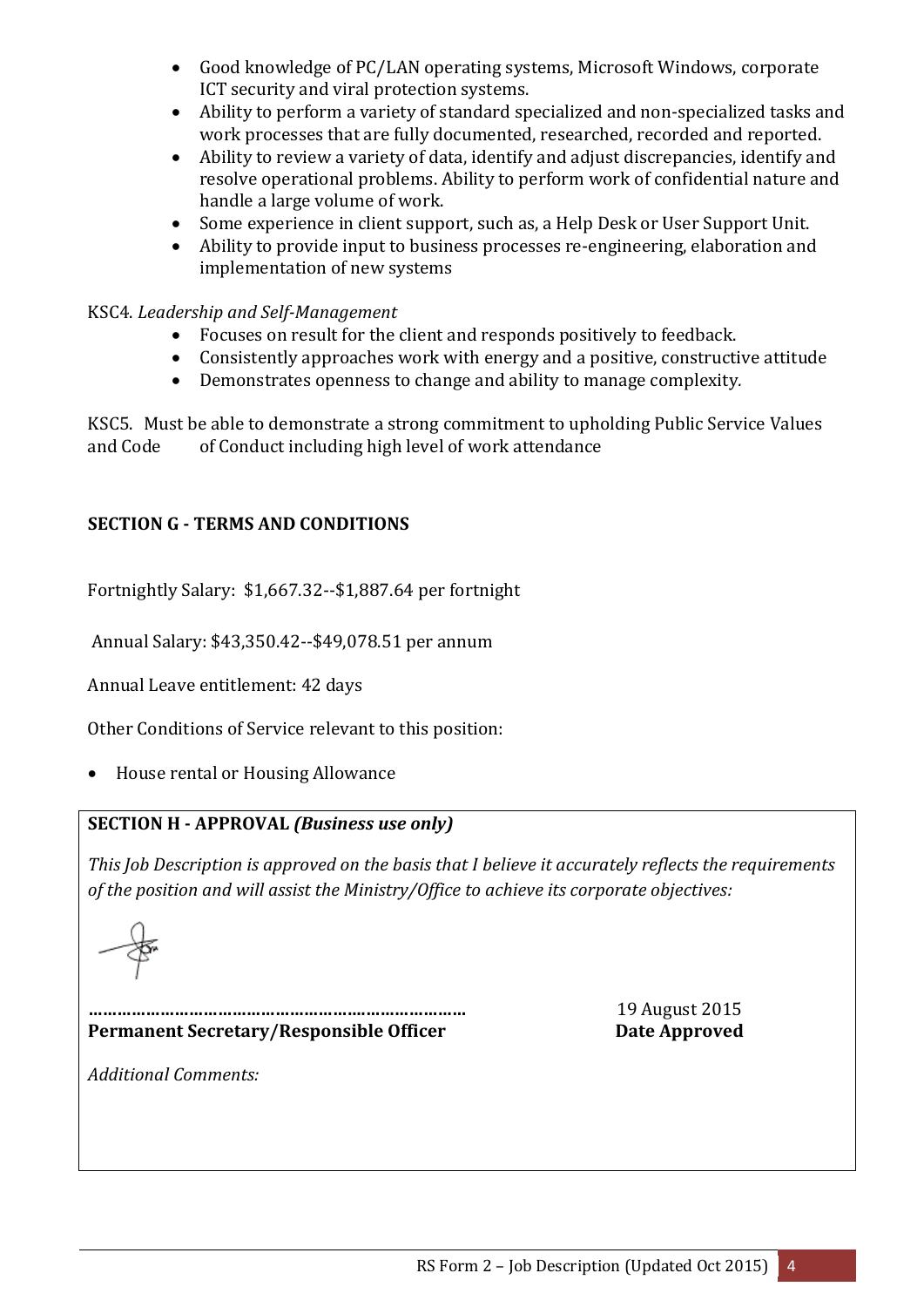- Good knowledge of PC/LAN operating systems, Microsoft Windows, corporate ICT security and viral protection systems.
- Ability to perform a variety of standard specialized and non-specialized tasks and work processes that are fully documented, researched, recorded and reported.
- Ability to review a variety of data, identify and adjust discrepancies, identify and resolve operational problems. Ability to perform work of confidential nature and handle a large volume of work.
- Some experience in client support, such as, a Help Desk or User Support Unit.
- Ability to provide input to business processes re-engineering, elaboration and implementation of new systems

KSC4. *Leadership and Self-Management*

- Focuses on result for the client and responds positively to feedback.
- Consistently approaches work with energy and a positive, constructive attitude
- Demonstrates openness to change and ability to manage complexity.

KSC5. Must be able to demonstrate a strong commitment to upholding Public Service Values and Code of Conduct including high level of work attendance

## SECTION G - TERMS AND CONDITIONS

Fortnightly Salary: $1,667.32--$1,887.64 per fortnight

Annual Salary: $43,350.42--$49,078.51 per annum

Annual Leave entitlement: 42 days

Other Conditions of Service relevant to this position:

- House rental or Housing Allowance

## SECTION H - APPROVAL *(Business use only)*

*This Job Description is approved on the basis that I believe it accurately reflects the requirements of the position and will assist the Ministry/Office to achieve its corporate objectives:*

………………………………………………………………… 19 August 2015

**Permanent Secretary/Responsible Officer** **Date Approved**

*Additional Comments:*